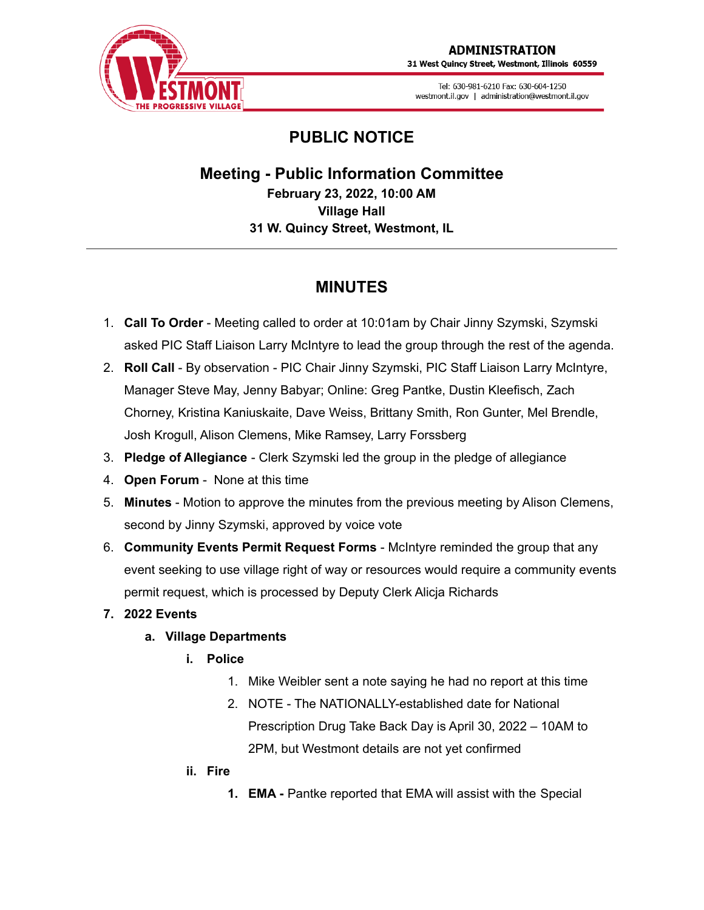ADMINISTRATION
31 West Quincy Street, Westmont, Illinois 60559

Tel: 630-981-6210 Fax: 630-604-1250
westmont.il.gov | administration@westmont.il.gov

# PUBLIC NOTICE

## Meeting - Public Information Committee

**February 23, 2022, 10:00 AM**
**Village Hall**
**31 W. Quincy Street, Westmont, IL**

---

## MINUTES

1. **Call To Order** - Meeting called to order at 10:01am by Chair Jinny Szymski, Szymski asked PIC Staff Liaison Larry McIntyre to lead the group through the rest of the agenda.
2. **Roll Call** - By observation - PIC Chair Jinny Szymski, PIC Staff Liaison Larry McIntyre, Manager Steve May, Jenny Babyar; Online: Greg Pantke, Dustin Kleefisch, Zach Chorney, Kristina Kaniuskaite, Dave Weiss, Brittany Smith, Ron Gunter, Mel Brendle, Josh Krogull, Alison Clemens, Mike Ramsey, Larry Forssberg
3. **Pledge of Allegiance** - Clerk Szymski led the group in the pledge of allegiance
4. **Open Forum** - None at this time
5. **Minutes** - Motion to approve the minutes from the previous meeting by Alison Clemens, second by Jinny Szymski, approved by voice vote
6. **Community Events Permit Request Forms** - McIntyre reminded the group that any event seeking to use village right of way or resources would require a community events permit request, which is processed by Deputy Clerk Alicja Richards
7. **2022 Events**
   a. **Village Departments**
      i. **Police**
         1. Mike Weibler sent a note saying he had no report at this time
         2. NOTE - The NATIONALLY-established date for National Prescription Drug Take Back Day is April 30, 2022 – 10AM to 2PM, but Westmont details are not yet confirmed
      ii. **Fire**
         1. **EMA -** Pantke reported that EMA will assist with the Special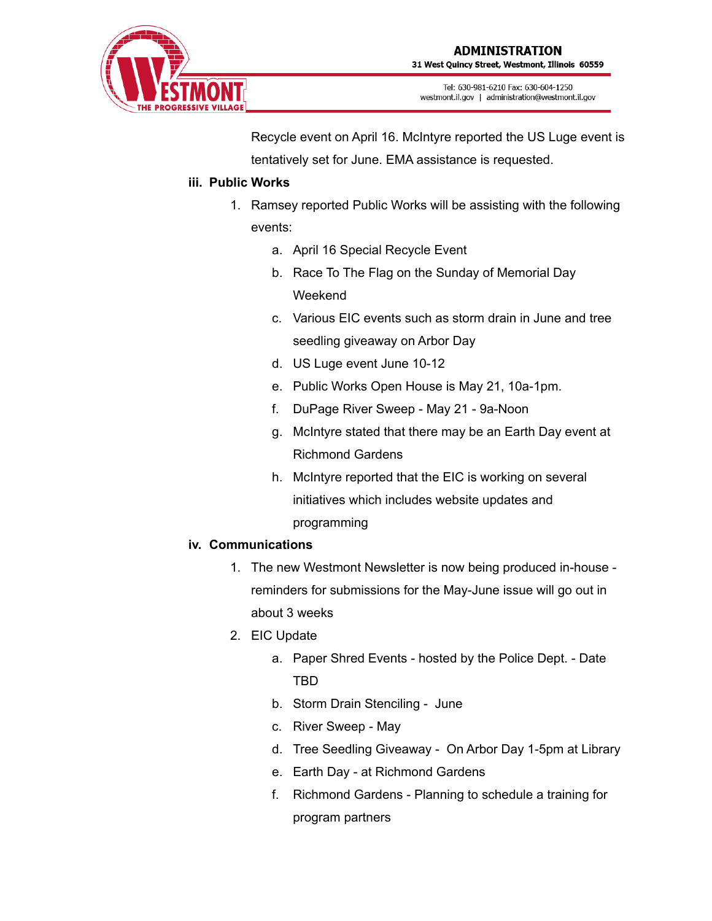Recycle event on April 16. McIntyre reported the US Luge event is tentatively set for June. EMA assistance is requested.

**iii. Public Works**

1. Ramsey reported Public Works will be assisting with the following events:
    a. April 16 Special Recycle Event
    b. Race To The Flag on the Sunday of Memorial Day Weekend
    c. Various EIC events such as storm drain in June and tree seedling giveaway on Arbor Day
    d. US Luge event June 10-12
    e. Public Works Open House is May 21, 10a-1pm.
    f. DuPage River Sweep - May 21 - 9a-Noon
    g. McIntyre stated that there may be an Earth Day event at Richmond Gardens
    h. McIntyre reported that the EIC is working on several initiatives which includes website updates and programming

**iv. Communications**

1. The new Westmont Newsletter is now being produced in-house - reminders for submissions for the May-June issue will go out in about 3 weeks
2. EIC Update
    a. Paper Shred Events - hosted by the Police Dept. - Date TBD
    b. Storm Drain Stenciling - June
    c. River Sweep - May
    d. Tree Seedling Giveaway - On Arbor Day 1-5pm at Library
    e. Earth Day - at Richmond Gardens
    f. Richmond Gardens - Planning to schedule a training for program partners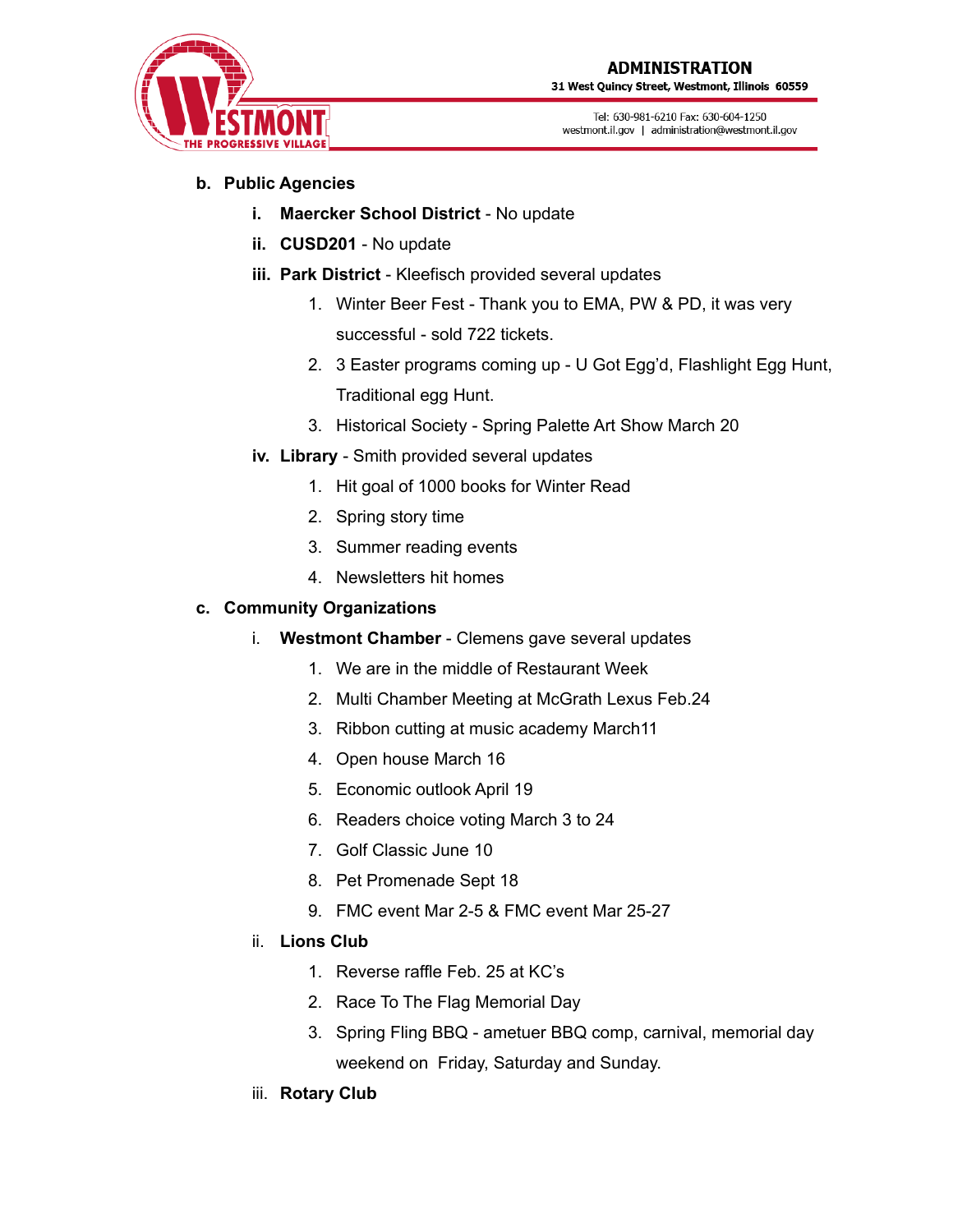b. **Public Agencies**

   i. **Maercker School District** - No update

   ii. **CUSD201** - No update

   iii. **Park District** - Kleefisch provided several updates

      1. Winter Beer Fest - Thank you to EMA, PW & PD, it was very successful - sold 722 tickets.
      2. 3 Easter programs coming up - U Got Egg'd, Flashlight Egg Hunt, Traditional egg Hunt.
      3. Historical Society - Spring Palette Art Show March 20

   iv. **Library** - Smith provided several updates

      1. Hit goal of 1000 books for Winter Read
      2. Spring story time
      3. Summer reading events
      4. Newsletters hit homes

c. **Community Organizations**

   i. **Westmont Chamber** - Clemens gave several updates

      1. We are in the middle of Restaurant Week
      2. Multi Chamber Meeting at McGrath Lexus Feb.24
      3. Ribbon cutting at music academy March11
      4. Open house March 16
      5. Economic outlook April 19
      6. Readers choice voting March 3 to 24
      7. Golf Classic June 10
      8. Pet Promenade Sept 18
      9. FMC event Mar 2-5 & FMC event Mar 25-27

   ii. **Lions Club**

      1. Reverse raffle Feb. 25 at KC's
      2. Race To The Flag Memorial Day
      3. Spring Fling BBQ - ametuer BBQ comp, carnival, memorial day weekend on Friday, Saturday and Sunday.

   iii. **Rotary Club**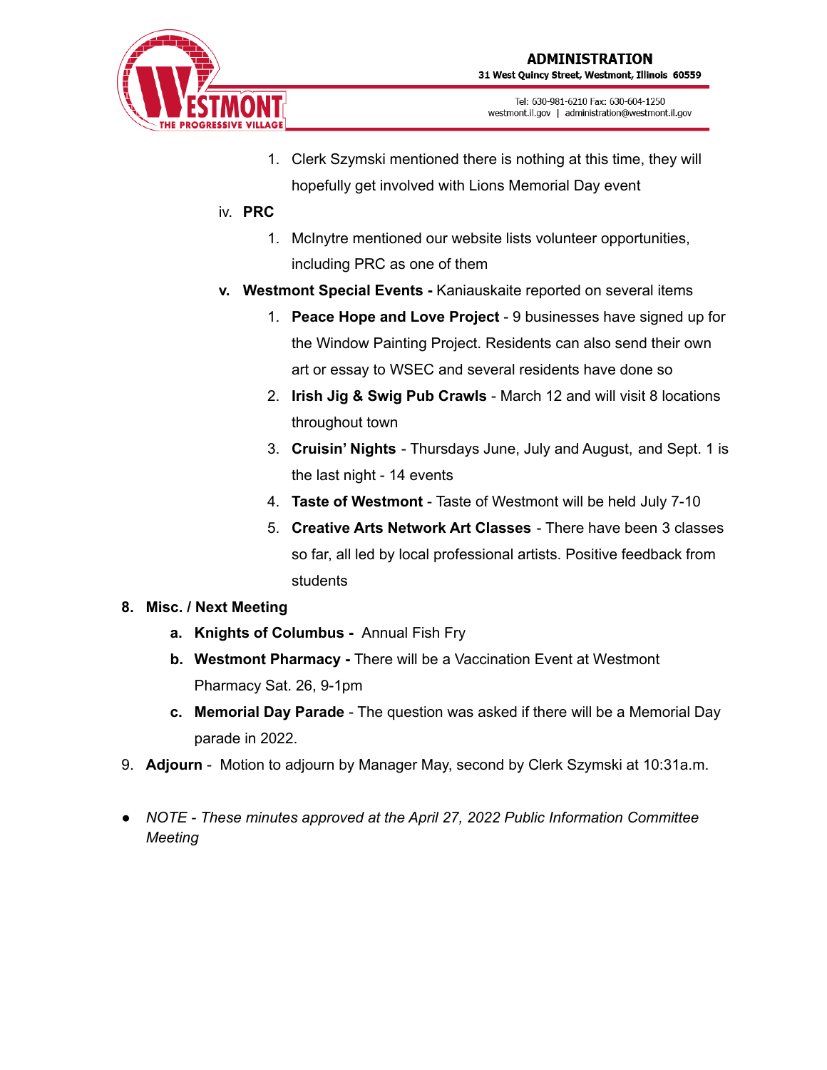1. Clerk Szymski mentioned there is nothing at this time, they will hopefully get involved with Lions Memorial Day event

iv. **PRC**

1. McInytre mentioned our website lists volunteer opportunities, including PRC as one of them

v. **Westmont Special Events -** Kaniauskaite reported on several items

1. **Peace Hope and Love Project** - 9 businesses have signed up for the Window Painting Project. Residents can also send their own art or essay to WSEC and several residents have done so
2. **Irish Jig & Swig Pub Crawls** - March 12 and will visit 8 locations throughout town
3. **Cruisin' Nights** - Thursdays June, July and August, and Sept. 1 is the last night - 14 events
4. **Taste of Westmont** - Taste of Westmont will be held July 7-10
5. **Creative Arts Network Art Classes** - There have been 3 classes so far, all led by local professional artists. Positive feedback from students

8. **Misc. / Next Meeting**
   a. **Knights of Columbus -** Annual Fish Fry
   b. **Westmont Pharmacy -** There will be a Vaccination Event at Westmont Pharmacy Sat. 26, 9-1pm
   c. **Memorial Day Parade** - The question was asked if there will be a Memorial Day parade in 2022.
9. **Adjourn** - Motion to adjourn by Manager May, second by Clerk Szymski at 10:31a.m.

- *NOTE - These minutes approved at the April 27, 2022 Public Information Committee Meeting*